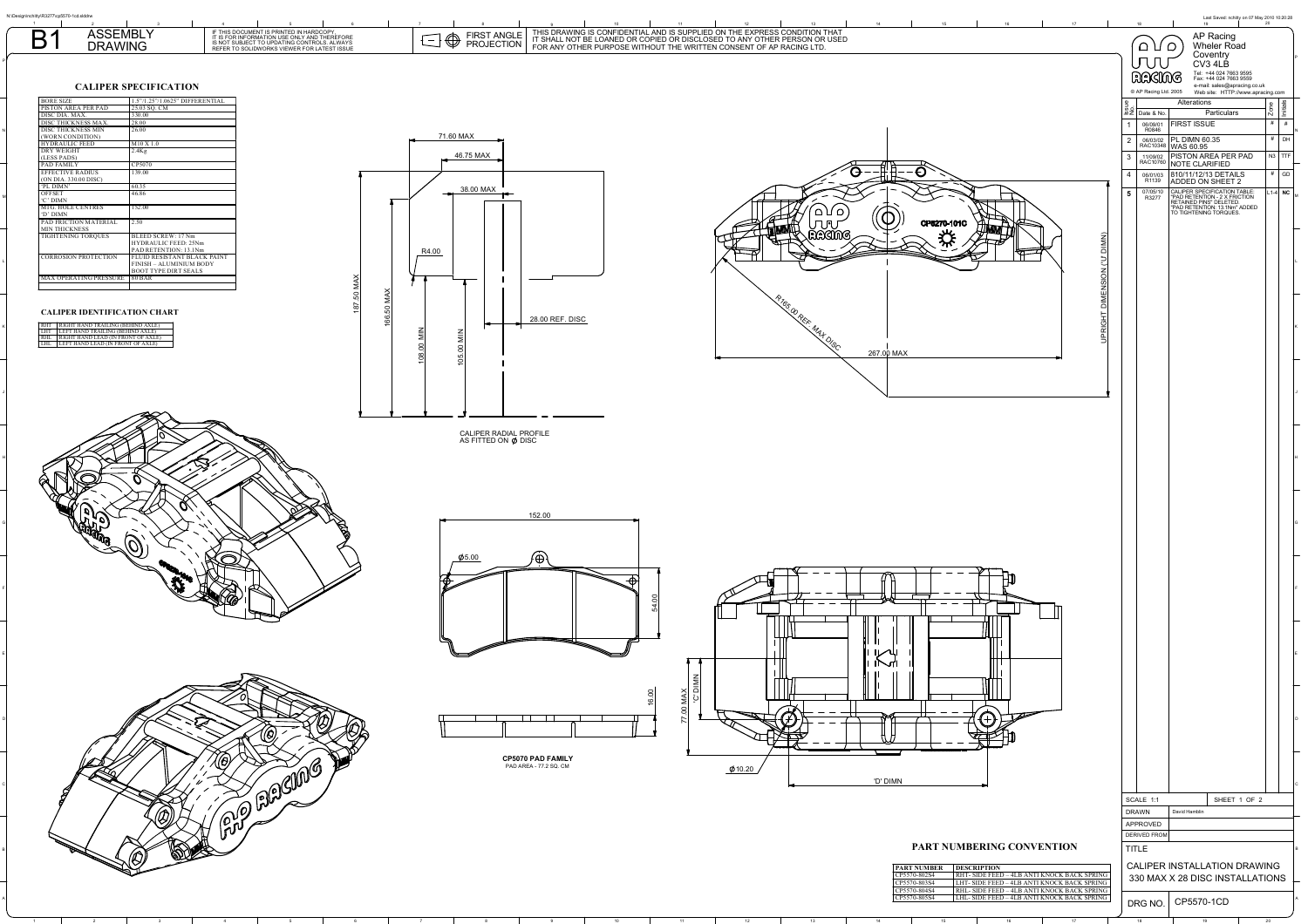# B1 ASSEMBLY DRAWING

IF THIS DOCUMENT IS PRINTED IN HARDCOPY IT IS FOR INFORMATION USE ONLY AND THEREFORE IS NOT SUBJECT TO UPDATING CONTROLS. ALWAYS REFER TO SOLIDWORKS VIEWER FOR LATEST ISSUE

FIRST ANGLE PROJECTION

THIS DRAWING IS CONFIDENTIAL AND IS SUPPLIED ON THE EXPRESS CONDITION THAT IT SHALL NOT BE LOANED OR COPIED OR DISCLOSED TO ANY OTHER PERSON OR USED FOR ANY OTHER PURPOSE WITHOUT THE WRITTEN CONSENT OF AP RACING LTD.

AP Racing
Wheler Road
Coventry
CV3 4LB
Tel: +44 024 7663 9595
Fax: +44 024 7663 9559
e-mail: sales@apracing.co.uk
Web site: HTTP://www.apracing.com
© AP Racing Ltd. 2005

## CALIPER SPECIFICATION

| | |
|---|---|
| BORE SIZE | 1.5"/1.25"/1.0625" DIFFERENTIAL |
| PISTON AREA PER PAD | 25.03 SQ. CM |
| DISC DIA. MAX. | 330.00 |
| DISC THICKNESS MAX. | 28.00 |
| DISC THICKNESS MIN (WORN CONDITION) | 26.00 |
| HYDRAULIC FEED | M10 X 1.0 |
| DRY WEIGHT (LESS PADS) | 2.4Kg |
| PAD FAMILY | CP5070 |
| EFFECTIVE RADIUS (ON DIA. 330.00 DISC) | 139.00 |
| 'PL DIMN' | 60.35 |
| OFFSET 'C' DIMN | 46.86 |
| MTG. HOLE CENTRES 'D' DIMN | 152.00 |
| PAD FRICTION MATERIAL MIN THICKNESS | 2.50 |
| TIGHTENING TORQUES | BLEED SCREW: 17 Nm<br>HYDRAULIC FEED: 25Nm<br>PAD RETENTION: 13.1Nm |
| CORROSION PROTECTION | FLUID RESISTANT BLACK PAINT FINISH – ALUMINIUM BODY<br>BOOT TYPE DIRT SEALS |
| MAX OPERATING PRESSURE | 80 BAR |

## CALIPER IDENTIFICATION CHART

| | |
|---|---|
| RHT | RIGHT HAND TRAILING (BEHIND AXLE) |
| LHT | LEFT HAND TRAILING (BEHIND AXLE) |
| RHL | RIGHT HAND LEAD (IN FRONT OF AXLE) |
| LHL | LEFT HAND LEAD (IN FRONT OF AXLE) |

71.60 MAX
46.75 MAX
38.00 MAX
R4.00
187.50 MAX
166.50 MAX
108.00 MIN
105.00 MIN
28.00 REF. DISC

CALIPER RADIAL PROFILE AS FITTED ON Ø DISC

R165.00 REF. MAX DISC
267.00 MAX
UPRIGHT DIMENSION ('U' DIMN)
CP5270-101C

152.00
Ø5.00
54.00
16.00

CP5070 PAD FAMILY
PAD AREA - 77.2 SQ. CM

77.00 MAX
'C' DIMN
Ø10.20
'D' DIMN

## PART NUMBERING CONVENTION

| PART NUMBER | DESCRIPTION |
|---|---|
| CP5570-802S4 | RHT- SIDE FEED – 4LB ANTI KNOCK BACK SPRING |
| CP5570-803S4 | LHT- SIDE FEED – 4LB ANTI KNOCK BACK SPRING |
| CP5570-804S4 | RHL- SIDE FEED – 4LB ANTI KNOCK BACK SPRING |
| CP5570-805S4 | LHL- SIDE FEED – 4LB ANTI KNOCK BACK SPRING |

## Alterations

| Issue No. | Date & No. | Particulars | Zone | Initials |
|---|---|---|---|---|
| 1 | 06/09/01 R0846 | FIRST ISSUE | # | # |
| 2 | 06/03/02 RAC10348 | PL DIMN 60.35 WAS 60.95 | # | DH |
| 3 | 11/09/02 RAC10760 | PISTON AREA PER PAD NOTE CLARIFIED | N3 | TTF |
| 4 | 06/01/03 R1139 | 810/11/12/13 DETAILS ADDED ON SHEET 2 | # | GO |
| 5 | 07/05/10 R3277 | CALIPER SPECIFICATION TABLE: "PAD RETENTION - 2 X FRICTION RETAINED PINS" DELETED. "PAD RETENTION: 13.1Nm" ADDED TO TIGHTENING TORQUES. | L1-4 | NC |

| | |
|---|---|
| SCALE 1:1 | SHEET 1 OF 2 |
| DRAWN | David Hamblin |
| APPROVED | |
| DERIVED FROM | |

TITLE: CALIPER INSTALLATION DRAWING 330 MAX X 28 DISC INSTALLATIONS

DRG NO. CP5570-1CD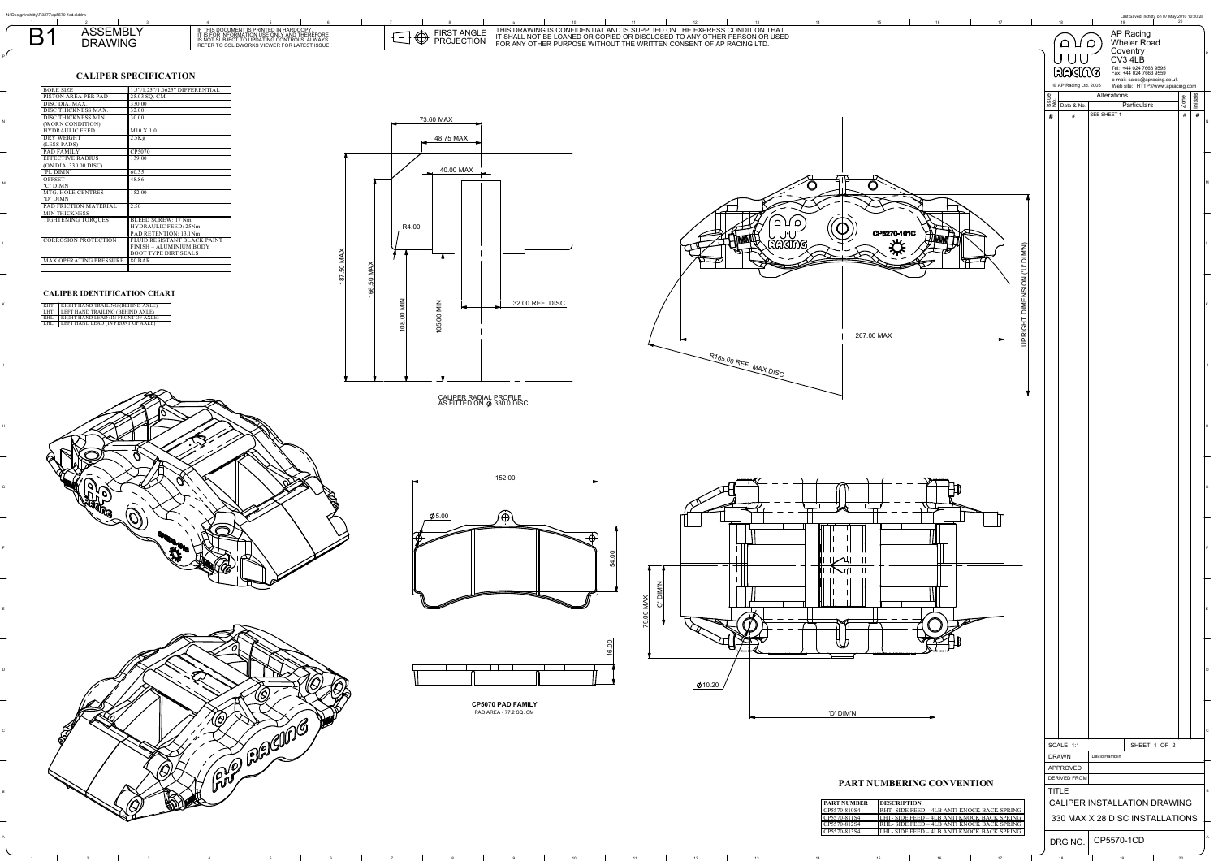B1 ASSEMBLY DRAWING

IF THIS DOCUMENT IS PRINTED IN HARDCOPY IT IS FOR INFORMATION USE ONLY AND THEREFORE IS NOT SUBJECT TO UPDATING CONTROLS. ALWAYS REFER TO SOLIDWORKS VIEWER FOR LATEST ISSUE

FIRST ANGLE PROJECTION

THIS DRAWING IS CONFIDENTIAL AND IS SUPPLIED ON THE EXPRESS CONDITION THAT IT SHALL NOT BE LOANED OR COPIED OR DISCLOSED TO ANY OTHER PERSON OR USED FOR ANY OTHER PURPOSE WITHOUT THE WRITTEN CONSENT OF AP RACING LTD.

## CALIPER SPECIFICATION

| | |
|---|---|
| BORE SIZE | 1.5"/1.25"/1.0625" DIFFERENTIAL |
| PISTON AREA PER PAD | 25.03 SQ. CM |
| DISC DIA. MAX. | 330.00 |
| DISC THICKNESS MAX. | 32.00 |
| DISC THICKNESS MIN (WORN CONDITION) | 30.00 |
| HYDRAULIC FEED | M10 X 1.0 |
| DRY WEIGHT (LESS PADS) | 2.5Kg |
| PAD FAMILY | CP5070 |
| EFFECTIVE RADIUS (ON DIA. 330.00 DISC) | 139.00 |
| 'PL' DIM'N | 60.55 |
| OFFSET 'C' DIM'N | 48.86 |
| MTG. HOLE CENTRES 'D' DIM'N | 152.00 |
| PAD FRICTION MATERIAL MIN THICKNESS | 2.50 |
| TIGHTENING TORQUES | BLEED SCREW: 17 Nm<br>HYDRAULIC FEED: 25Nm<br>PAD RETENTION: 13.1Nm |
| CORROSION PROTECTION | FLUID RESISTANT BLACK PAINT FINISH – ALUMINIUM BODY<br>BOOT TYPE DIRT SEALS |
| MAX OPERATING PRESSURE | 80 BAR |

## CALIPER IDENTIFICATION CHART

| | |
|---|---|
| RHT | RIGHT HAND TRAILING (BEHIND AXLE) |
| LHT | LEFT HAND TRAILING (BEHIND AXLE) |
| RHL | RIGHT HAND LEAD (IN FRONT OF AXLE) |
| LHL | LEFT HAND LEAD (IN FRONT OF AXLE) |

73.60 MAX
48.75 MAX
40.00 MAX
R4.00
187.50 MAX
166.50 MAX
108.00 MIN
105.00 MIN
32.00 REF. DISC

CALIPER RADIAL PROFILE AS FITTED ON Ø 330.0 DISC

CP5270-101C

267.00 MAX
R165.00 REF. MAX DISC
UPRIGHT DIMENSION ('U' DIM'N)

152.00
Ø5.00
54.00
16.00

**CP5070 PAD FAMILY**
PAD AREA - 77.2 SQ. CM

79.00 MAX
'C' DIM'N
Ø10.20
'D' DIM'N

## PART NUMBERING CONVENTION

| PART NUMBER | DESCRIPTION |
|---|---|
| CP5570-810S4 | RHT- SIDE FEED – 4LB ANTI KNOCK BACK SPRING |
| CP5570-811S4 | LHT- SIDE FEED – 4LB ANTI KNOCK BACK SPRING |
| CP5570-812S4 | RHL- SIDE FEED – 4LB ANTI KNOCK BACK SPRING |
| CP5570-813S4 | LHL- SIDE FEED – 4LB ANTI KNOCK BACK SPRING |

AP Racing
Wheler Road
Coventry
CV3 4LB
Tel: +44 024 7663 9595
Fax: +44 024 7663 9559
e-mail: sales@apracing.co.uk
Web site: HTTP://www.apracing.com
© AP Racing Ltd. 2005

| Issue No. | Date & No. | Particulars | Zone | Initials |
|---|---|---|---|---|
| # | # | SEE SHEET 1 | # | # |

SCALE 1:1 — SHEET 1 OF 2
DRAWN: David Hamblin
APPROVED:
DERIVED FROM:
TITLE: CALIPER INSTALLATION DRAWING
330 MAX X 28 DISC INSTALLATIONS
DRG NO. CP5570-1CD